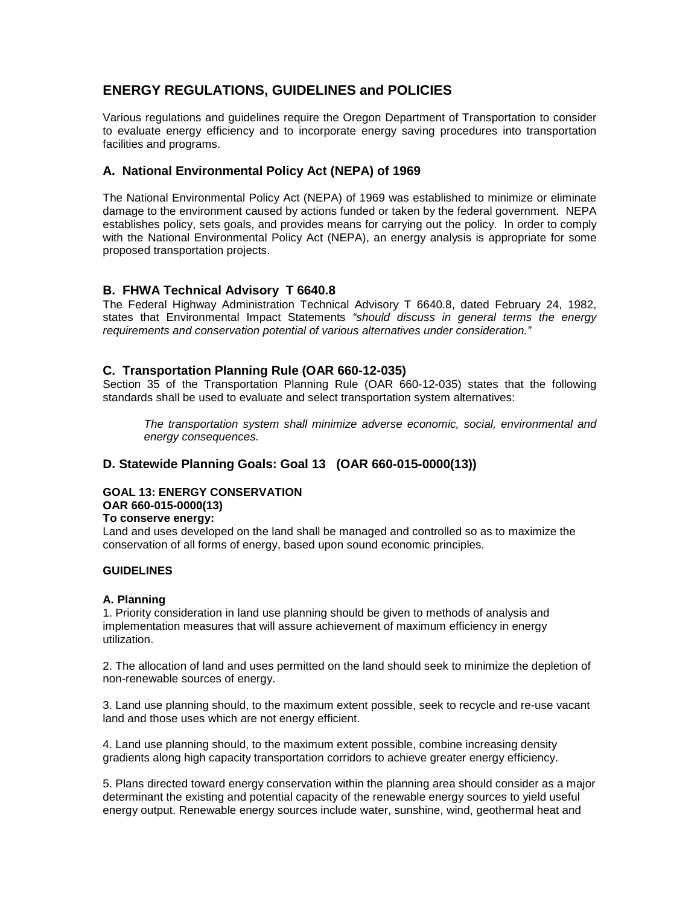## ENERGY REGULATIONS, GUIDELINES and POLICIES

Various regulations and guidelines require the Oregon Department of Transportation to consider to evaluate energy efficiency and to incorporate energy saving procedures into transportation facilities and programs.

### A. National Environmental Policy Act (NEPA) of 1969

The National Environmental Policy Act (NEPA) of 1969 was established to minimize or eliminate damage to the environment caused by actions funded or taken by the federal government. NEPA establishes policy, sets goals, and provides means for carrying out the policy. In order to comply with the National Environmental Policy Act (NEPA), an energy analysis is appropriate for some proposed transportation projects.

### B. FHWA Technical Advisory T 6640.8

The Federal Highway Administration Technical Advisory T 6640.8, dated February 24, 1982, states that Environmental Impact Statements *"should discuss in general terms the energy requirements and conservation potential of various alternatives under consideration."*

### C. Transportation Planning Rule (OAR 660-12-035)

Section 35 of the Transportation Planning Rule (OAR 660-12-035) states that the following standards shall be used to evaluate and select transportation system alternatives:

> *The transportation system shall minimize adverse economic, social, environmental and energy consequences.*

### D. Statewide Planning Goals: Goal 13 (OAR 660-015-0000(13))

**GOAL 13: ENERGY CONSERVATION**
**OAR 660-015-0000(13)**
**To conserve energy:**
Land and uses developed on the land shall be managed and controlled so as to maximize the conservation of all forms of energy, based upon sound economic principles.

**GUIDELINES**

**A. Planning**
1. Priority consideration in land use planning should be given to methods of analysis and implementation measures that will assure achievement of maximum efficiency in energy utilization.

2. The allocation of land and uses permitted on the land should seek to minimize the depletion of non-renewable sources of energy.

3. Land use planning should, to the maximum extent possible, seek to recycle and re-use vacant land and those uses which are not energy efficient.

4. Land use planning should, to the maximum extent possible, combine increasing density gradients along high capacity transportation corridors to achieve greater energy efficiency.

5. Plans directed toward energy conservation within the planning area should consider as a major determinant the existing and potential capacity of the renewable energy sources to yield useful energy output. Renewable energy sources include water, sunshine, wind, geothermal heat and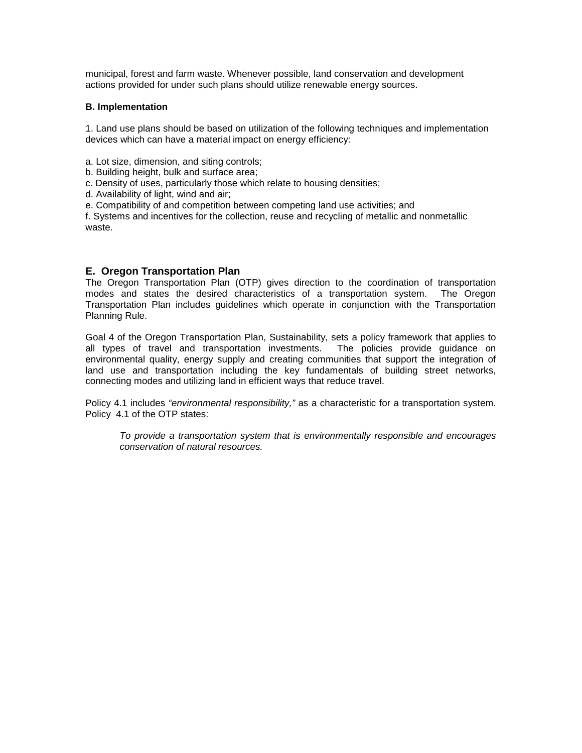municipal, forest and farm waste. Whenever possible, land conservation and development actions provided for under such plans should utilize renewable energy sources.

**B. Implementation**

1. Land use plans should be based on utilization of the following techniques and implementation devices which can have a material impact on energy efficiency:

a. Lot size, dimension, and siting controls;
b. Building height, bulk and surface area;
c. Density of uses, particularly those which relate to housing densities;
d. Availability of light, wind and air;
e. Compatibility of and competition between competing land use activities; and
f. Systems and incentives for the collection, reuse and recycling of metallic and nonmetallic waste.

## E. Oregon Transportation Plan

The Oregon Transportation Plan (OTP) gives direction to the coordination of transportation modes and states the desired characteristics of a transportation system. The Oregon Transportation Plan includes guidelines which operate in conjunction with the Transportation Planning Rule.

Goal 4 of the Oregon Transportation Plan, Sustainability, sets a policy framework that applies to all types of travel and transportation investments. The policies provide guidance on environmental quality, energy supply and creating communities that support the integration of land use and transportation including the key fundamentals of building street networks, connecting modes and utilizing land in efficient ways that reduce travel.

Policy 4.1 includes *"environmental responsibility,"* as a characteristic for a transportation system. Policy 4.1 of the OTP states:

> *To provide a transportation system that is environmentally responsible and encourages conservation of natural resources.*